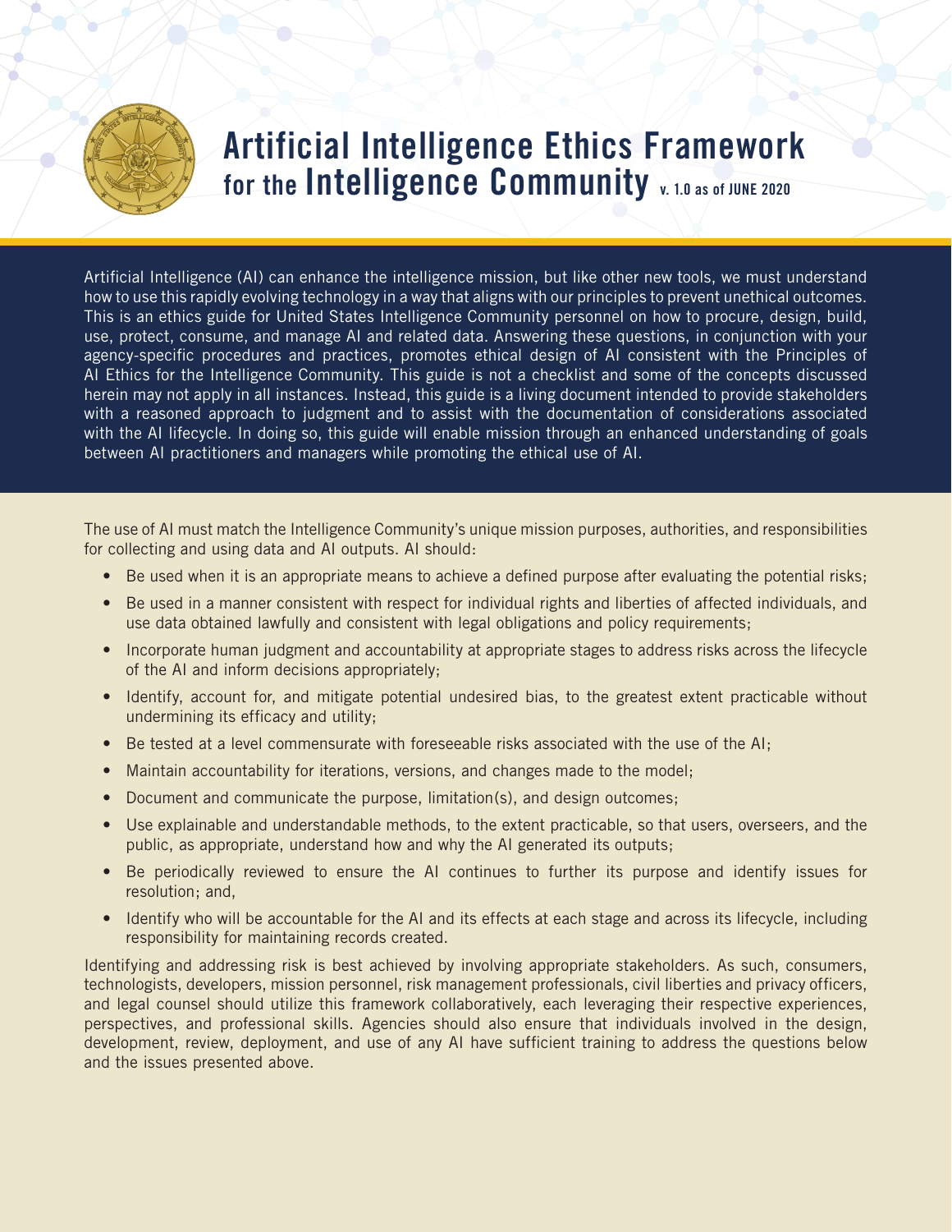# Artificial Intelligence Ethics Framework for the Intelligence Community v. 1.0 as of JUNE 2020

Artificial Intelligence (AI) can enhance the intelligence mission, but like other new tools, we must understand how to use this rapidly evolving technology in a way that aligns with our principles to prevent unethical outcomes. This is an ethics guide for United States Intelligence Community personnel on how to procure, design, build, use, protect, consume, and manage AI and related data. Answering these questions, in conjunction with your agency-specific procedures and practices, promotes ethical design of AI consistent with the Principles of AI Ethics for the Intelligence Community. This guide is not a checklist and some of the concepts discussed herein may not apply in all instances. Instead, this guide is a living document intended to provide stakeholders with a reasoned approach to judgment and to assist with the documentation of considerations associated with the AI lifecycle. In doing so, this guide will enable mission through an enhanced understanding of goals between AI practitioners and managers while promoting the ethical use of AI.

The use of AI must match the Intelligence Community's unique mission purposes, authorities, and responsibilities for collecting and using data and AI outputs. AI should:

- Be used when it is an appropriate means to achieve a defined purpose after evaluating the potential risks;
- Be used in a manner consistent with respect for individual rights and liberties of affected individuals, and use data obtained lawfully and consistent with legal obligations and policy requirements;
- Incorporate human judgment and accountability at appropriate stages to address risks across the lifecycle of the AI and inform decisions appropriately;
- Identify, account for, and mitigate potential undesired bias, to the greatest extent practicable without undermining its efficacy and utility;
- Be tested at a level commensurate with foreseeable risks associated with the use of the AI;
- Maintain accountability for iterations, versions, and changes made to the model;
- Document and communicate the purpose, limitation(s), and design outcomes;
- Use explainable and understandable methods, to the extent practicable, so that users, overseers, and the public, as appropriate, understand how and why the AI generated its outputs;
- Be periodically reviewed to ensure the AI continues to further its purpose and identify issues for resolution; and,
- Identify who will be accountable for the AI and its effects at each stage and across its lifecycle, including responsibility for maintaining records created.

Identifying and addressing risk is best achieved by involving appropriate stakeholders. As such, consumers, technologists, developers, mission personnel, risk management professionals, civil liberties and privacy officers, and legal counsel should utilize this framework collaboratively, each leveraging their respective experiences, perspectives, and professional skills. Agencies should also ensure that individuals involved in the design, development, review, deployment, and use of any AI have sufficient training to address the questions below and the issues presented above.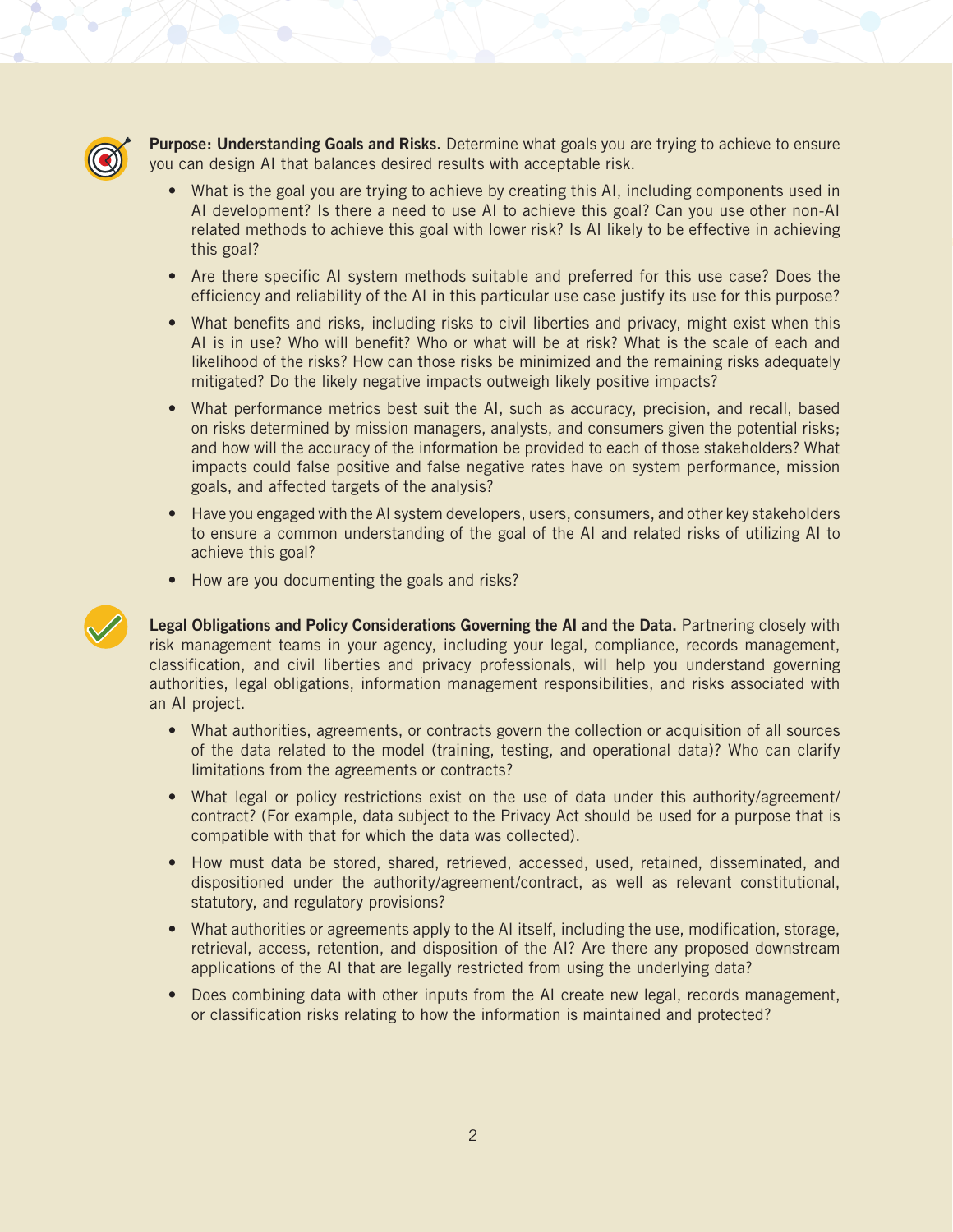**Purpose: Understanding Goals and Risks.** Determine what goals you are trying to achieve to ensure you can design AI that balances desired results with acceptable risk.

- What is the goal you are trying to achieve by creating this AI, including components used in AI development? Is there a need to use AI to achieve this goal? Can you use other non-AI related methods to achieve this goal with lower risk? Is AI likely to be effective in achieving this goal?
- Are there specific AI system methods suitable and preferred for this use case? Does the efficiency and reliability of the AI in this particular use case justify its use for this purpose?
- What benefits and risks, including risks to civil liberties and privacy, might exist when this AI is in use? Who will benefit? Who or what will be at risk? What is the scale of each and likelihood of the risks? How can those risks be minimized and the remaining risks adequately mitigated? Do the likely negative impacts outweigh likely positive impacts?
- What performance metrics best suit the AI, such as accuracy, precision, and recall, based on risks determined by mission managers, analysts, and consumers given the potential risks; and how will the accuracy of the information be provided to each of those stakeholders? What impacts could false positive and false negative rates have on system performance, mission goals, and affected targets of the analysis?
- Have you engaged with the AI system developers, users, consumers, and other key stakeholders to ensure a common understanding of the goal of the AI and related risks of utilizing AI to achieve this goal?
- How are you documenting the goals and risks?

**Legal Obligations and Policy Considerations Governing the AI and the Data.** Partnering closely with risk management teams in your agency, including your legal, compliance, records management, classification, and civil liberties and privacy professionals, will help you understand governing authorities, legal obligations, information management responsibilities, and risks associated with an AI project.

- What authorities, agreements, or contracts govern the collection or acquisition of all sources of the data related to the model (training, testing, and operational data)? Who can clarify limitations from the agreements or contracts?
- What legal or policy restrictions exist on the use of data under this authority/agreement/contract? (For example, data subject to the Privacy Act should be used for a purpose that is compatible with that for which the data was collected).
- How must data be stored, shared, retrieved, accessed, used, retained, disseminated, and dispositioned under the authority/agreement/contract, as well as relevant constitutional, statutory, and regulatory provisions?
- What authorities or agreements apply to the AI itself, including the use, modification, storage, retrieval, access, retention, and disposition of the AI? Are there any proposed downstream applications of the AI that are legally restricted from using the underlying data?
- Does combining data with other inputs from the AI create new legal, records management, or classification risks relating to how the information is maintained and protected?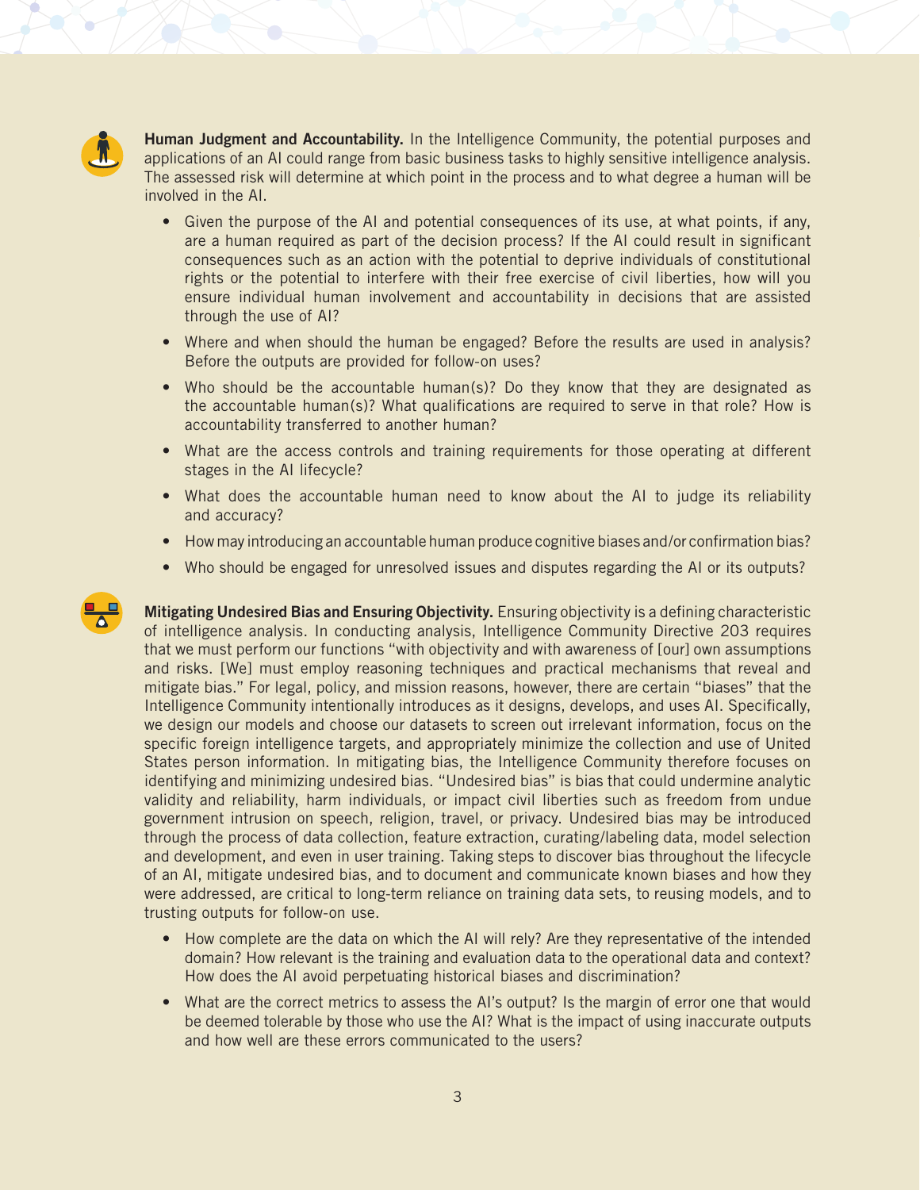**Human Judgment and Accountability.** In the Intelligence Community, the potential purposes and applications of an AI could range from basic business tasks to highly sensitive intelligence analysis. The assessed risk will determine at which point in the process and to what degree a human will be involved in the AI.

- Given the purpose of the AI and potential consequences of its use, at what points, if any, are a human required as part of the decision process? If the AI could result in significant consequences such as an action with the potential to deprive individuals of constitutional rights or the potential to interfere with their free exercise of civil liberties, how will you ensure individual human involvement and accountability in decisions that are assisted through the use of AI?
- Where and when should the human be engaged? Before the results are used in analysis? Before the outputs are provided for follow-on uses?
- Who should be the accountable human(s)? Do they know that they are designated as the accountable human(s)? What qualifications are required to serve in that role? How is accountability transferred to another human?
- What are the access controls and training requirements for those operating at different stages in the AI lifecycle?
- What does the accountable human need to know about the AI to judge its reliability and accuracy?
- How may introducing an accountable human produce cognitive biases and/or confirmation bias?
- Who should be engaged for unresolved issues and disputes regarding the AI or its outputs?

**Mitigating Undesired Bias and Ensuring Objectivity.** Ensuring objectivity is a defining characteristic of intelligence analysis. In conducting analysis, Intelligence Community Directive 203 requires that we must perform our functions "with objectivity and with awareness of [our] own assumptions and risks. [We] must employ reasoning techniques and practical mechanisms that reveal and mitigate bias." For legal, policy, and mission reasons, however, there are certain "biases" that the Intelligence Community intentionally introduces as it designs, develops, and uses AI. Specifically, we design our models and choose our datasets to screen out irrelevant information, focus on the specific foreign intelligence targets, and appropriately minimize the collection and use of United States person information. In mitigating bias, the Intelligence Community therefore focuses on identifying and minimizing undesired bias. "Undesired bias" is bias that could undermine analytic validity and reliability, harm individuals, or impact civil liberties such as freedom from undue government intrusion on speech, religion, travel, or privacy. Undesired bias may be introduced through the process of data collection, feature extraction, curating/labeling data, model selection and development, and even in user training. Taking steps to discover bias throughout the lifecycle of an AI, mitigate undesired bias, and to document and communicate known biases and how they were addressed, are critical to long-term reliance on training data sets, to reusing models, and to trusting outputs for follow-on use.

- How complete are the data on which the AI will rely? Are they representative of the intended domain? How relevant is the training and evaluation data to the operational data and context? How does the AI avoid perpetuating historical biases and discrimination?
- What are the correct metrics to assess the AI's output? Is the margin of error one that would be deemed tolerable by those who use the AI? What is the impact of using inaccurate outputs and how well are these errors communicated to the users?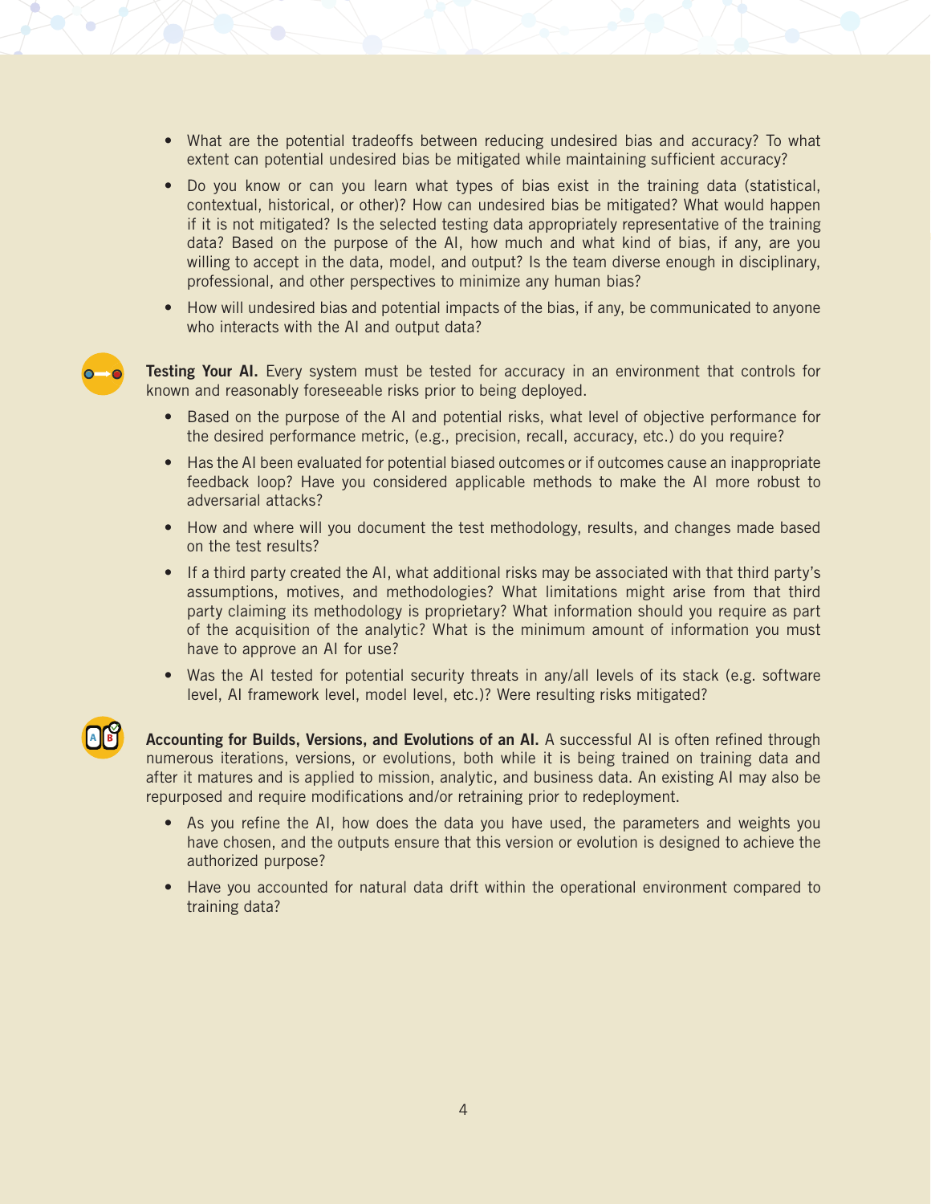- What are the potential tradeoffs between reducing undesired bias and accuracy? To what extent can potential undesired bias be mitigated while maintaining sufficient accuracy?
- Do you know or can you learn what types of bias exist in the training data (statistical, contextual, historical, or other)? How can undesired bias be mitigated? What would happen if it is not mitigated? Is the selected testing data appropriately representative of the training data? Based on the purpose of the AI, how much and what kind of bias, if any, are you willing to accept in the data, model, and output? Is the team diverse enough in disciplinary, professional, and other perspectives to minimize any human bias?
- How will undesired bias and potential impacts of the bias, if any, be communicated to anyone who interacts with the AI and output data?

**Testing Your AI.** Every system must be tested for accuracy in an environment that controls for known and reasonably foreseeable risks prior to being deployed.

- Based on the purpose of the AI and potential risks, what level of objective performance for the desired performance metric, (e.g., precision, recall, accuracy, etc.) do you require?
- Has the AI been evaluated for potential biased outcomes or if outcomes cause an inappropriate feedback loop? Have you considered applicable methods to make the AI more robust to adversarial attacks?
- How and where will you document the test methodology, results, and changes made based on the test results?
- If a third party created the AI, what additional risks may be associated with that third party's assumptions, motives, and methodologies? What limitations might arise from that third party claiming its methodology is proprietary? What information should you require as part of the acquisition of the analytic? What is the minimum amount of information you must have to approve an AI for use?
- Was the AI tested for potential security threats in any/all levels of its stack (e.g. software level, AI framework level, model level, etc.)? Were resulting risks mitigated?

**Accounting for Builds, Versions, and Evolutions of an AI.** A successful AI is often refined through numerous iterations, versions, or evolutions, both while it is being trained on training data and after it matures and is applied to mission, analytic, and business data. An existing AI may also be repurposed and require modifications and/or retraining prior to redeployment.

- As you refine the AI, how does the data you have used, the parameters and weights you have chosen, and the outputs ensure that this version or evolution is designed to achieve the authorized purpose?
- Have you accounted for natural data drift within the operational environment compared to training data?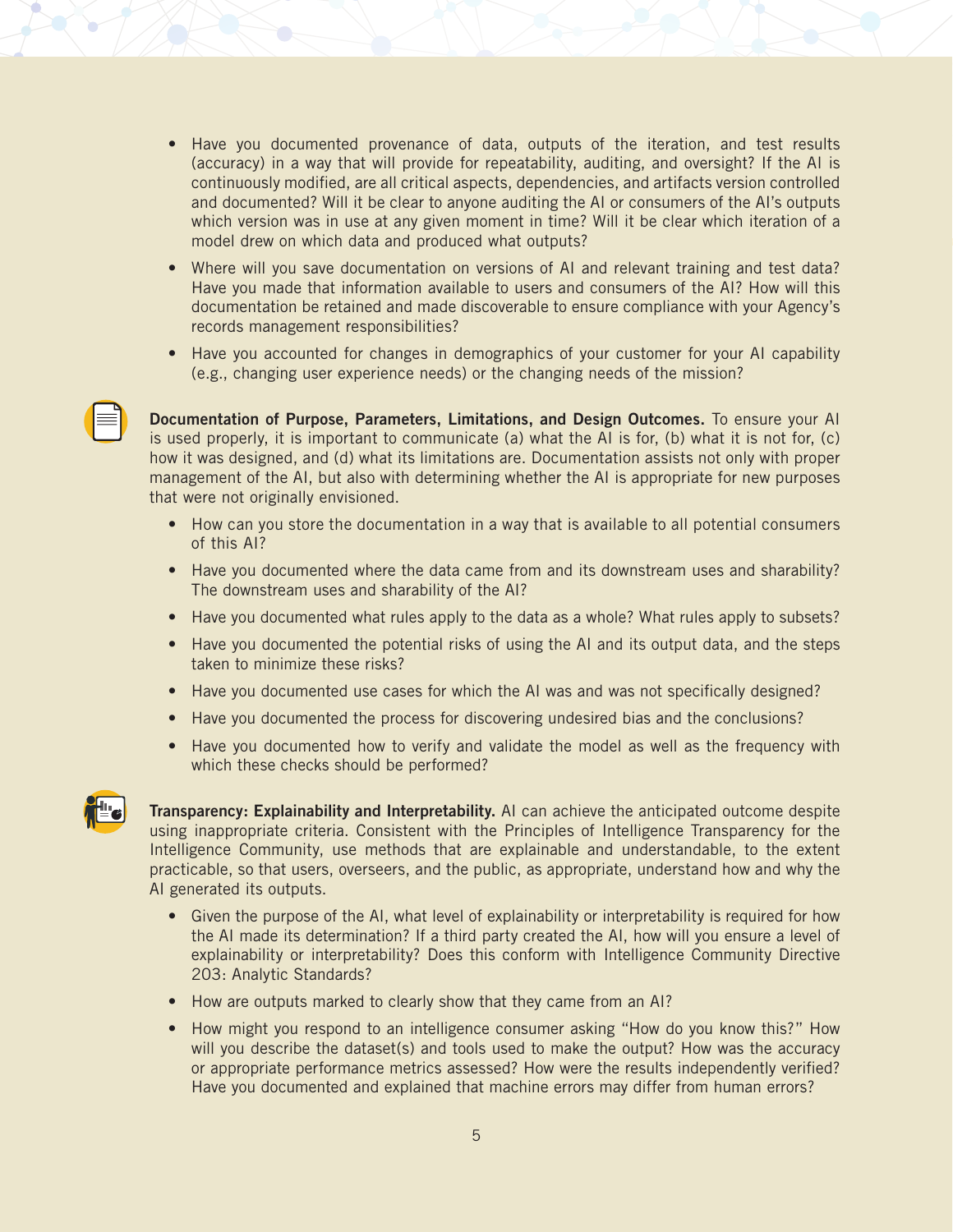- Have you documented provenance of data, outputs of the iteration, and test results (accuracy) in a way that will provide for repeatability, auditing, and oversight? If the AI is continuously modified, are all critical aspects, dependencies, and artifacts version controlled and documented? Will it be clear to anyone auditing the AI or consumers of the AI's outputs which version was in use at any given moment in time? Will it be clear which iteration of a model drew on which data and produced what outputs?
- Where will you save documentation on versions of AI and relevant training and test data? Have you made that information available to users and consumers of the AI? How will this documentation be retained and made discoverable to ensure compliance with your Agency's records management responsibilities?
- Have you accounted for changes in demographics of your customer for your AI capability (e.g., changing user experience needs) or the changing needs of the mission?

**Documentation of Purpose, Parameters, Limitations, and Design Outcomes.** To ensure your AI is used properly, it is important to communicate (a) what the AI is for, (b) what it is not for, (c) how it was designed, and (d) what its limitations are. Documentation assists not only with proper management of the AI, but also with determining whether the AI is appropriate for new purposes that were not originally envisioned.

- How can you store the documentation in a way that is available to all potential consumers of this AI?
- Have you documented where the data came from and its downstream uses and sharability? The downstream uses and sharability of the AI?
- Have you documented what rules apply to the data as a whole? What rules apply to subsets?
- Have you documented the potential risks of using the AI and its output data, and the steps taken to minimize these risks?
- Have you documented use cases for which the AI was and was not specifically designed?
- Have you documented the process for discovering undesired bias and the conclusions?
- Have you documented how to verify and validate the model as well as the frequency with which these checks should be performed?

**Transparency: Explainability and Interpretability.** AI can achieve the anticipated outcome despite using inappropriate criteria. Consistent with the Principles of Intelligence Transparency for the Intelligence Community, use methods that are explainable and understandable, to the extent practicable, so that users, overseers, and the public, as appropriate, understand how and why the AI generated its outputs.

- Given the purpose of the AI, what level of explainability or interpretability is required for how the AI made its determination? If a third party created the AI, how will you ensure a level of explainability or interpretability? Does this conform with Intelligence Community Directive 203: Analytic Standards?
- How are outputs marked to clearly show that they came from an AI?
- How might you respond to an intelligence consumer asking "How do you know this?" How will you describe the dataset(s) and tools used to make the output? How was the accuracy or appropriate performance metrics assessed? How were the results independently verified? Have you documented and explained that machine errors may differ from human errors?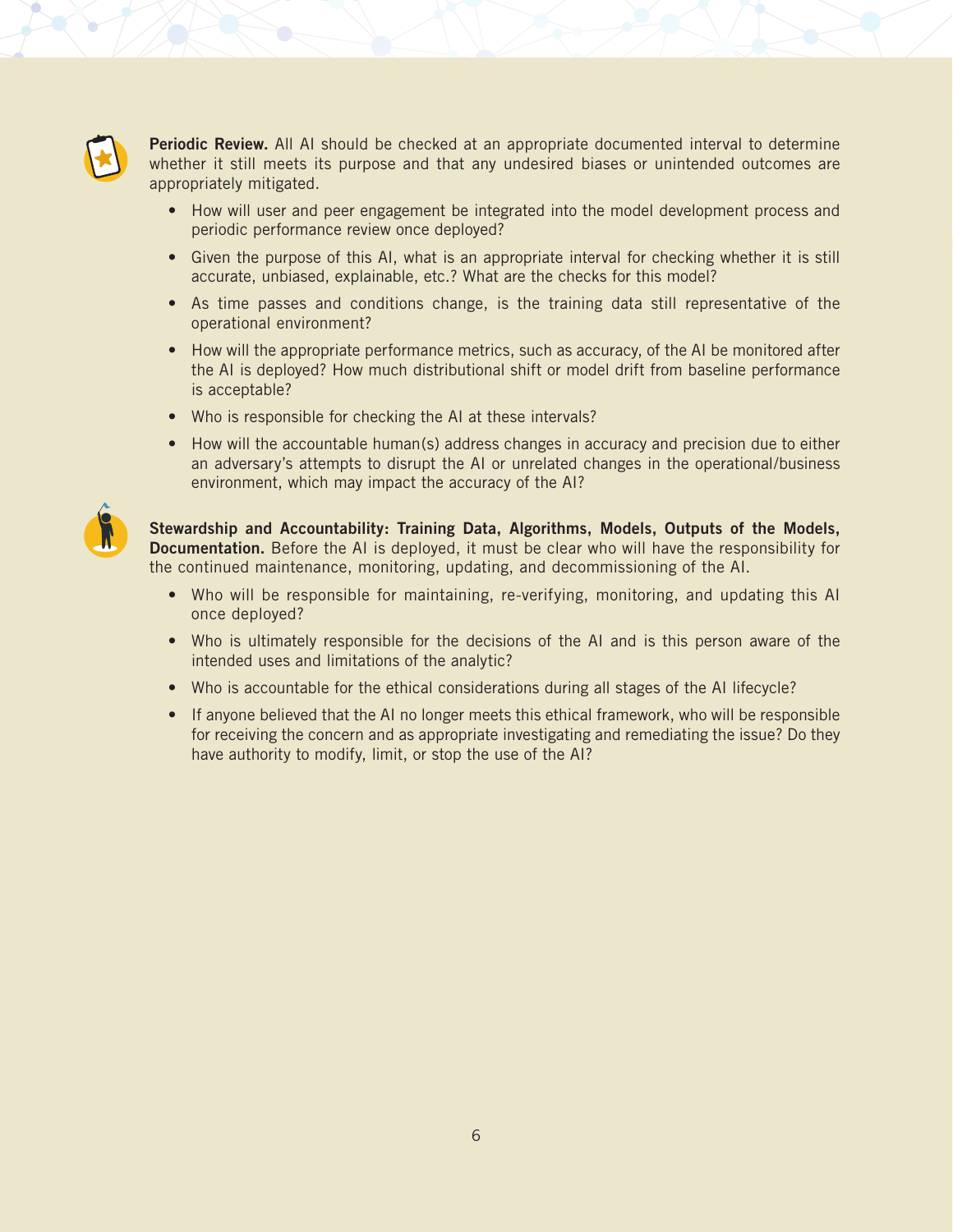**Periodic Review.** All AI should be checked at an appropriate documented interval to determine whether it still meets its purpose and that any undesired biases or unintended outcomes are appropriately mitigated.

- How will user and peer engagement be integrated into the model development process and periodic performance review once deployed?
- Given the purpose of this AI, what is an appropriate interval for checking whether it is still accurate, unbiased, explainable, etc.? What are the checks for this model?
- As time passes and conditions change, is the training data still representative of the operational environment?
- How will the appropriate performance metrics, such as accuracy, of the AI be monitored after the AI is deployed? How much distributional shift or model drift from baseline performance is acceptable?
- Who is responsible for checking the AI at these intervals?
- How will the accountable human(s) address changes in accuracy and precision due to either an adversary's attempts to disrupt the AI or unrelated changes in the operational/business environment, which may impact the accuracy of the AI?

**Stewardship and Accountability: Training Data, Algorithms, Models, Outputs of the Models, Documentation.** Before the AI is deployed, it must be clear who will have the responsibility for the continued maintenance, monitoring, updating, and decommissioning of the AI.

- Who will be responsible for maintaining, re-verifying, monitoring, and updating this AI once deployed?
- Who is ultimately responsible for the decisions of the AI and is this person aware of the intended uses and limitations of the analytic?
- Who is accountable for the ethical considerations during all stages of the AI lifecycle?
- If anyone believed that the AI no longer meets this ethical framework, who will be responsible for receiving the concern and as appropriate investigating and remediating the issue? Do they have authority to modify, limit, or stop the use of the AI?